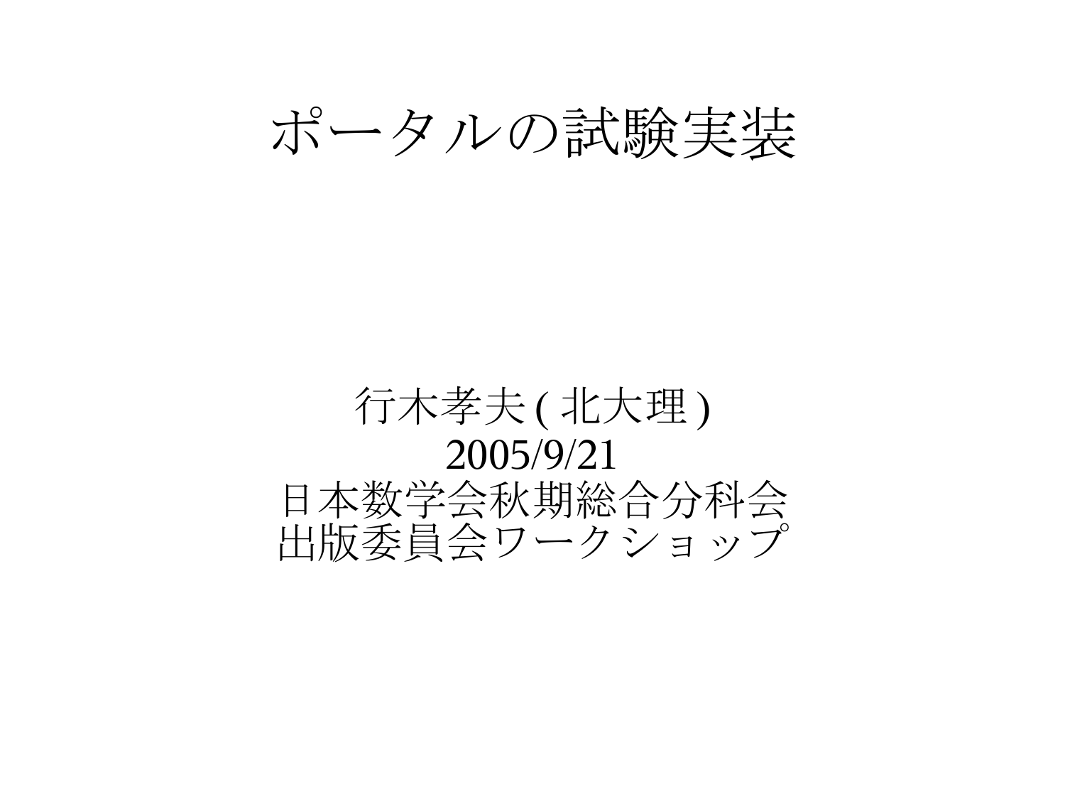# ポータルの試験実装

行木孝夫 ( 北大理 )
2005/9/21
日本数学会秋期総合分科会
出版委員会ワークショップ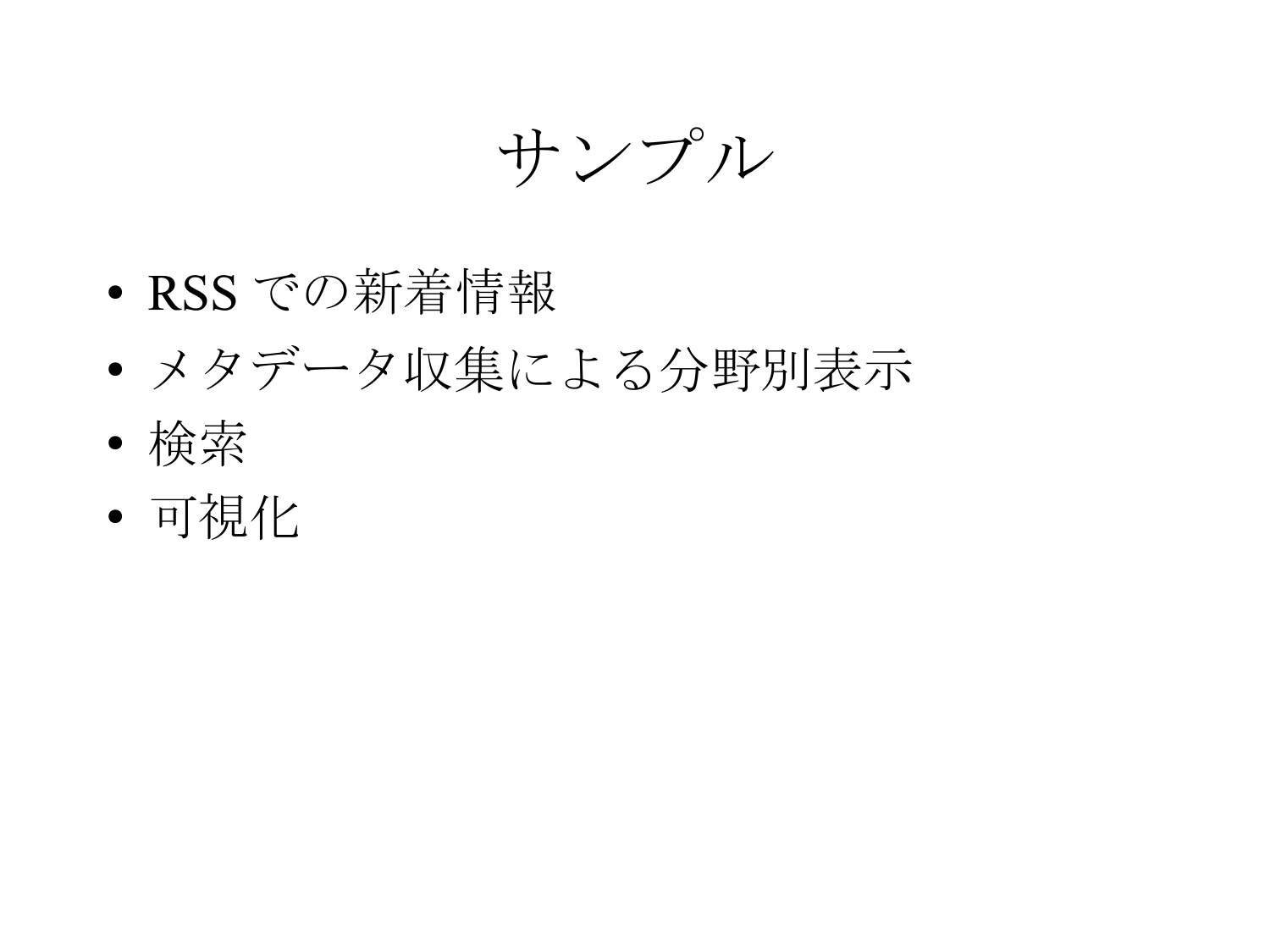# サンプル

- RSS での新着情報
- メタデータ収集による分野別表示
- 検索
- 可視化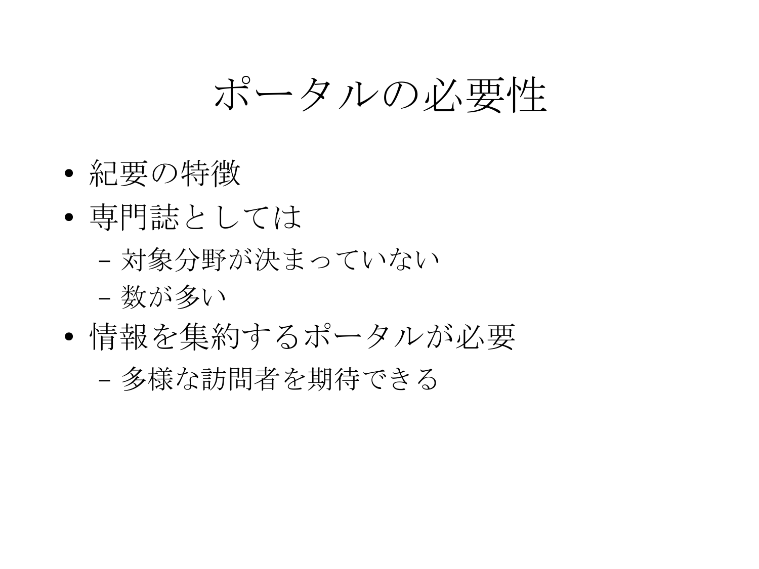# ポータルの必要性

- 紀要の特徴
- 専門誌としては
  - 対象分野が決まっていない
  - 数が多い
- 情報を集約するポータルが必要
  - 多様な訪問者を期待できる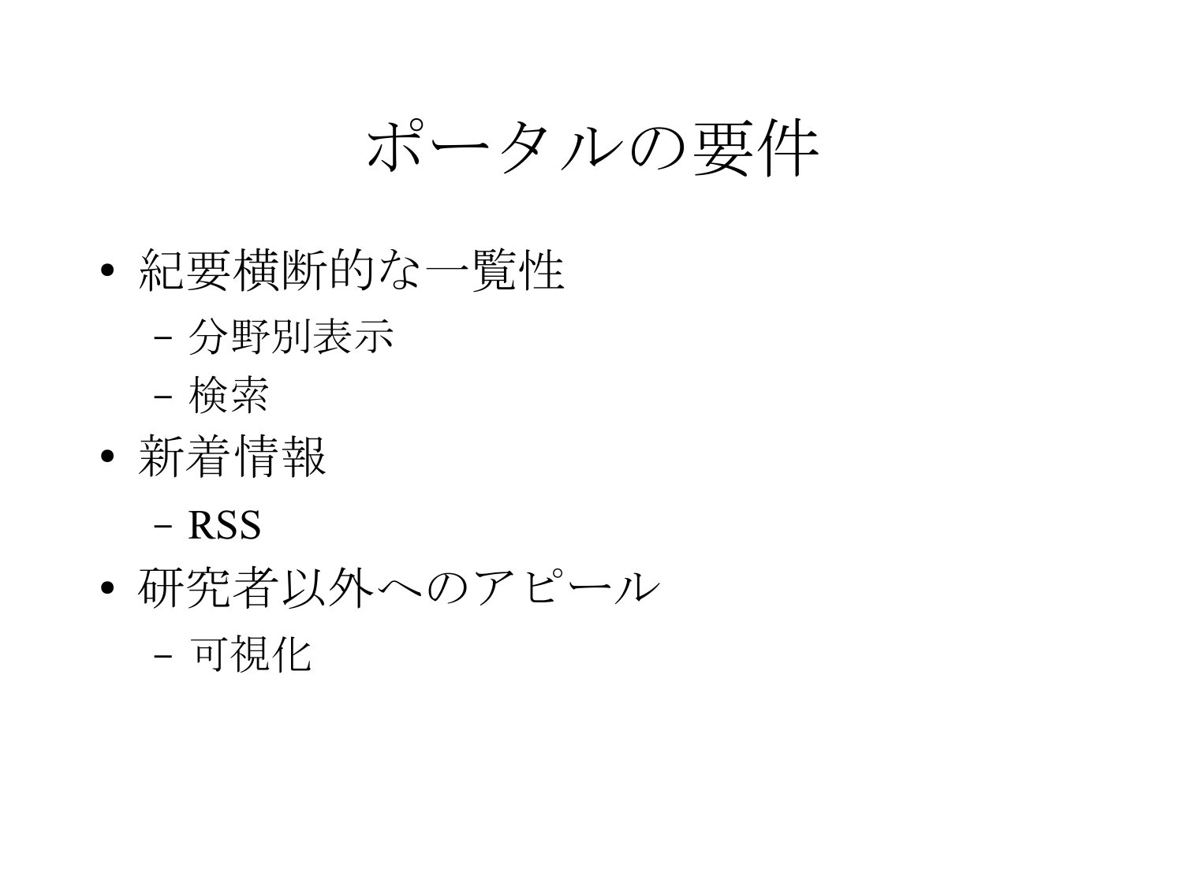# ポータルの要件

- 紀要横断的な一覧性
  - 分野別表示
  - 検索
- 新着情報
  - RSS
- 研究者以外へのアピール
  - 可視化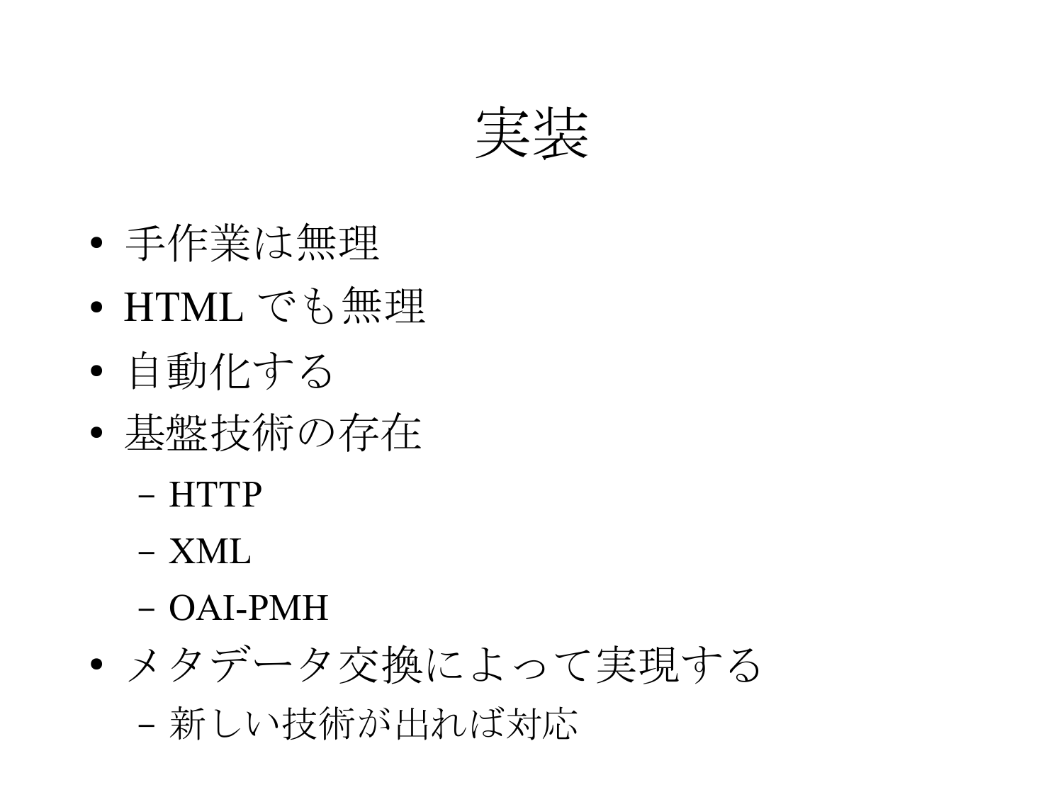# 実装

- 手作業は無理
- HTML でも無理
- 自動化する
- 基盤技術の存在
  - HTTP
  - XML
  - OAI-PMH
- メタデータ交換によって実現する
  - 新しい技術が出れば対応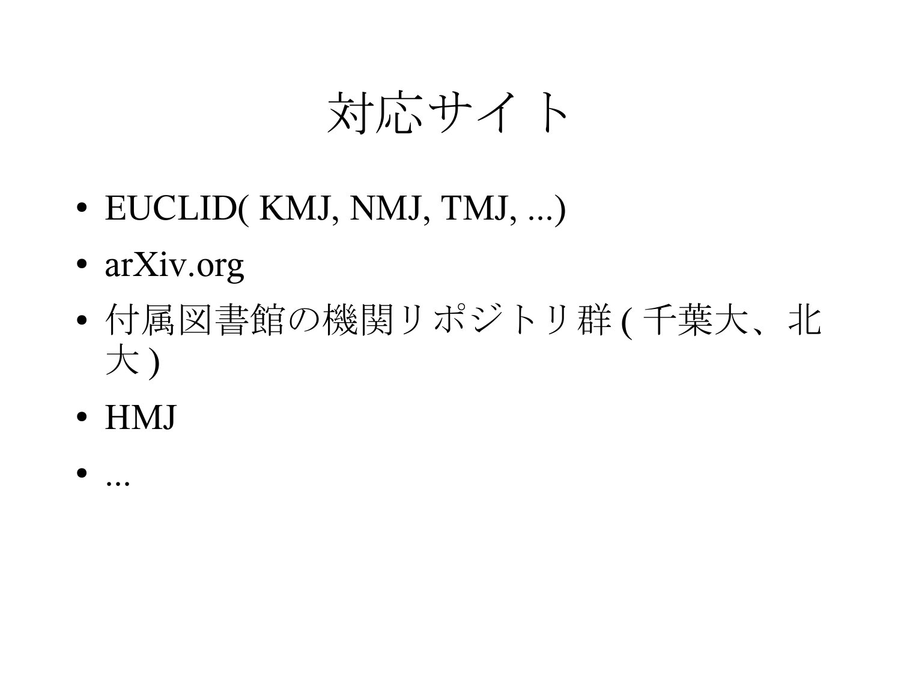# 対応サイト

- EUCLID( KMJ, NMJ, TMJ, ...)
- arXiv.org
- 付属図書館の機関リポジトリ群 ( 千葉大、北大 )
- HMJ
- ...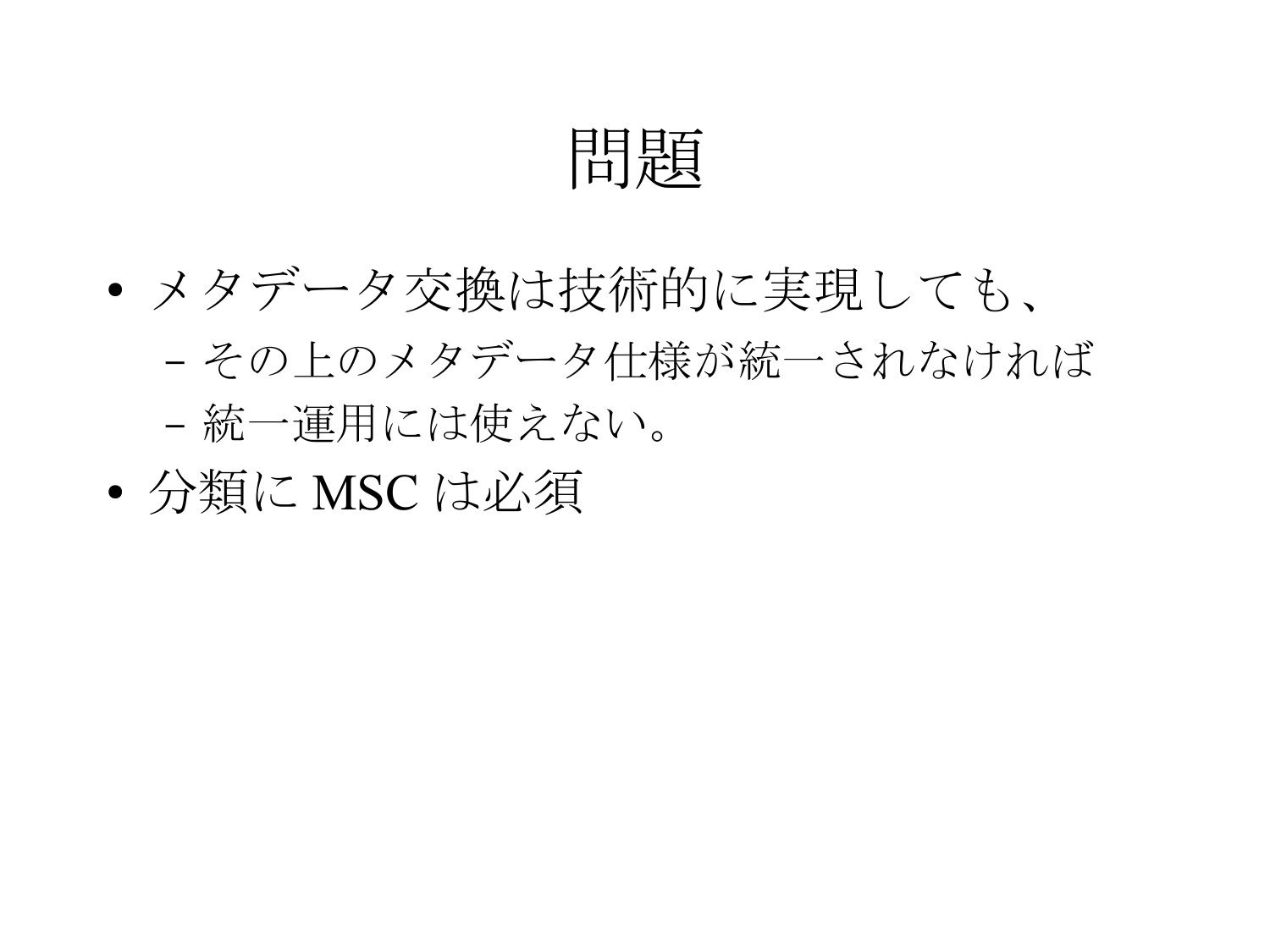# 問題

- メタデータ交換は技術的に実現しても、
  - その上のメタデータ仕様が統一されなければ
  - 統一運用には使えない。
- 分類に MSC は必須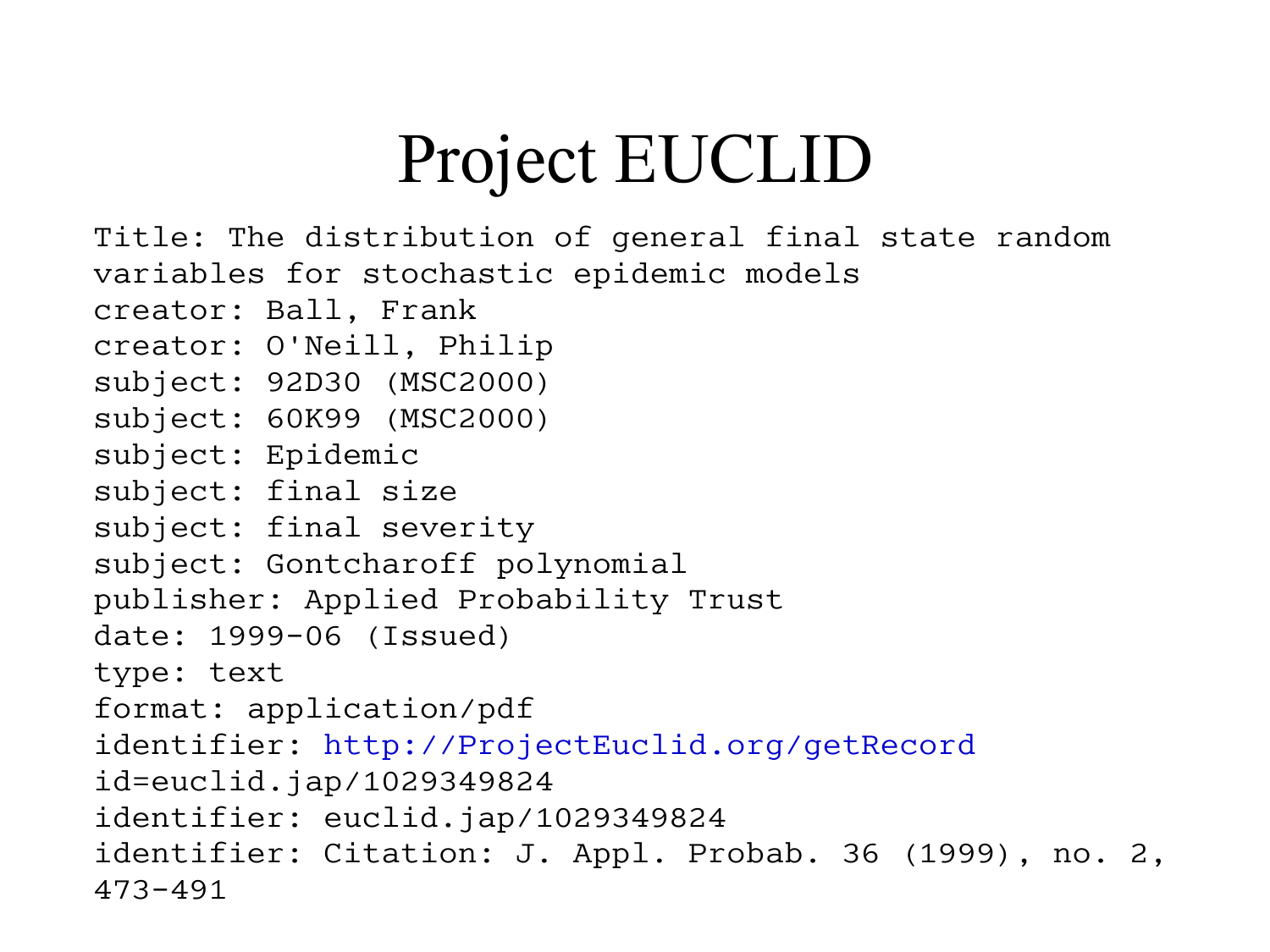# Project EUCLID

Title: The distribution of general final state random variables for stochastic epidemic models
creator: Ball, Frank
creator: O'Neill, Philip
subject: 92D30 (MSC2000)
subject: 60K99 (MSC2000)
subject: Epidemic
subject: final size
subject: final severity
subject: Gontcharoff polynomial
publisher: Applied Probability Trust
date: 1999-06 (Issued)
type: text
format: application/pdf
identifier: http://ProjectEuclid.org/getRecord
id=euclid.jap/1029349824
identifier: euclid.jap/1029349824
identifier: Citation: J. Appl. Probab. 36 (1999), no. 2, 473-491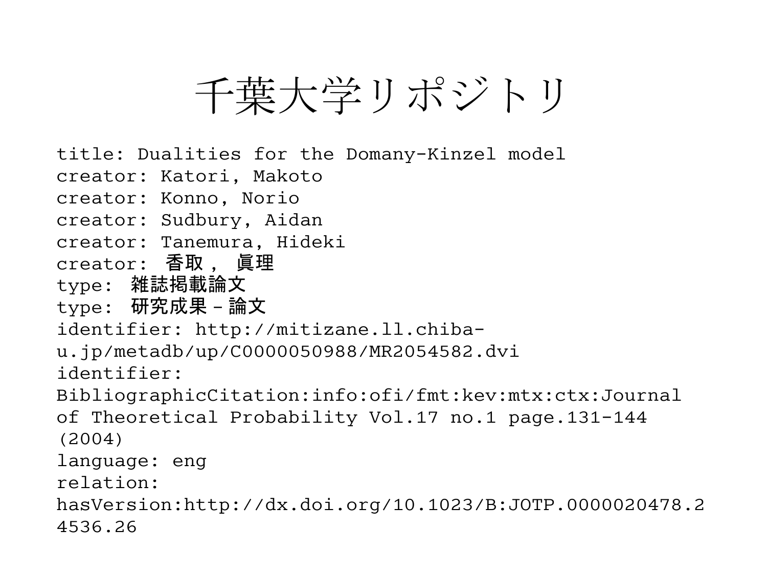# 千葉大学リポジトリ

title: Dualities for the Domany-Kinzel model
creator: Katori, Makoto
creator: Konno, Norio
creator: Sudbury, Aidan
creator: Tanemura, Hideki
creator: 香取， 眞理
type: 雑誌掲載論文
type: 研究成果 - 論文
identifier: http://mitizane.ll.chiba-u.jp/metadb/up/C0000050988/MR2054582.dvi
identifier: BibliographicCitation:info:ofi/fmt:kev:mtx:ctx:Journal of Theoretical Probability Vol.17 no.1 page.131-144 (2004)
language: eng
relation: hasVersion:http://dx.doi.org/10.1023/B:JOTP.0000020478.24536.26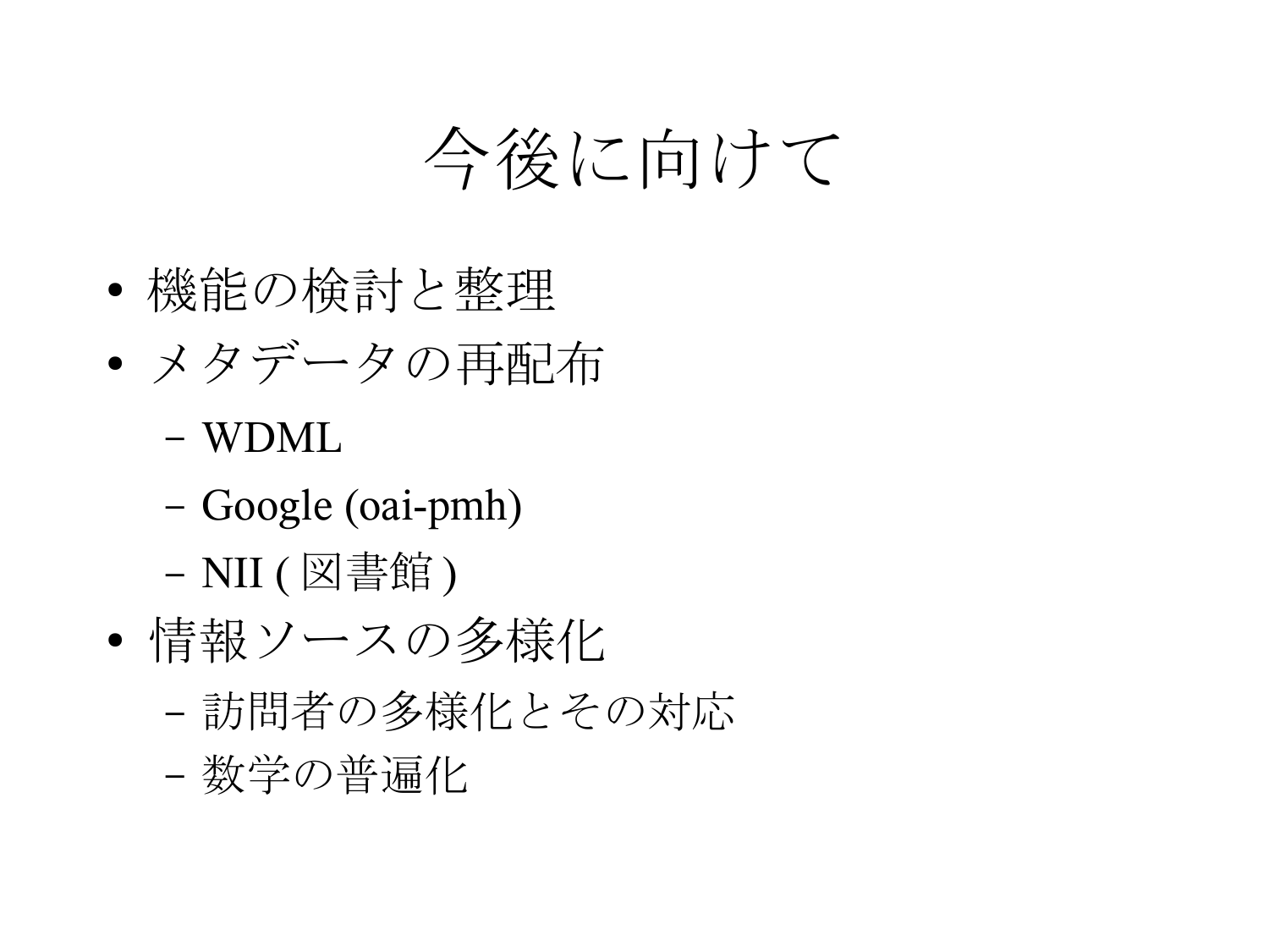# 今後に向けて

- 機能の検討と整理
- メタデータの再配布
  - WDML
  - Google (oai-pmh)
  - NII ( 図書館 )
- 情報ソースの多様化
  - 訪問者の多様化とその対応
  - 数学の普遍化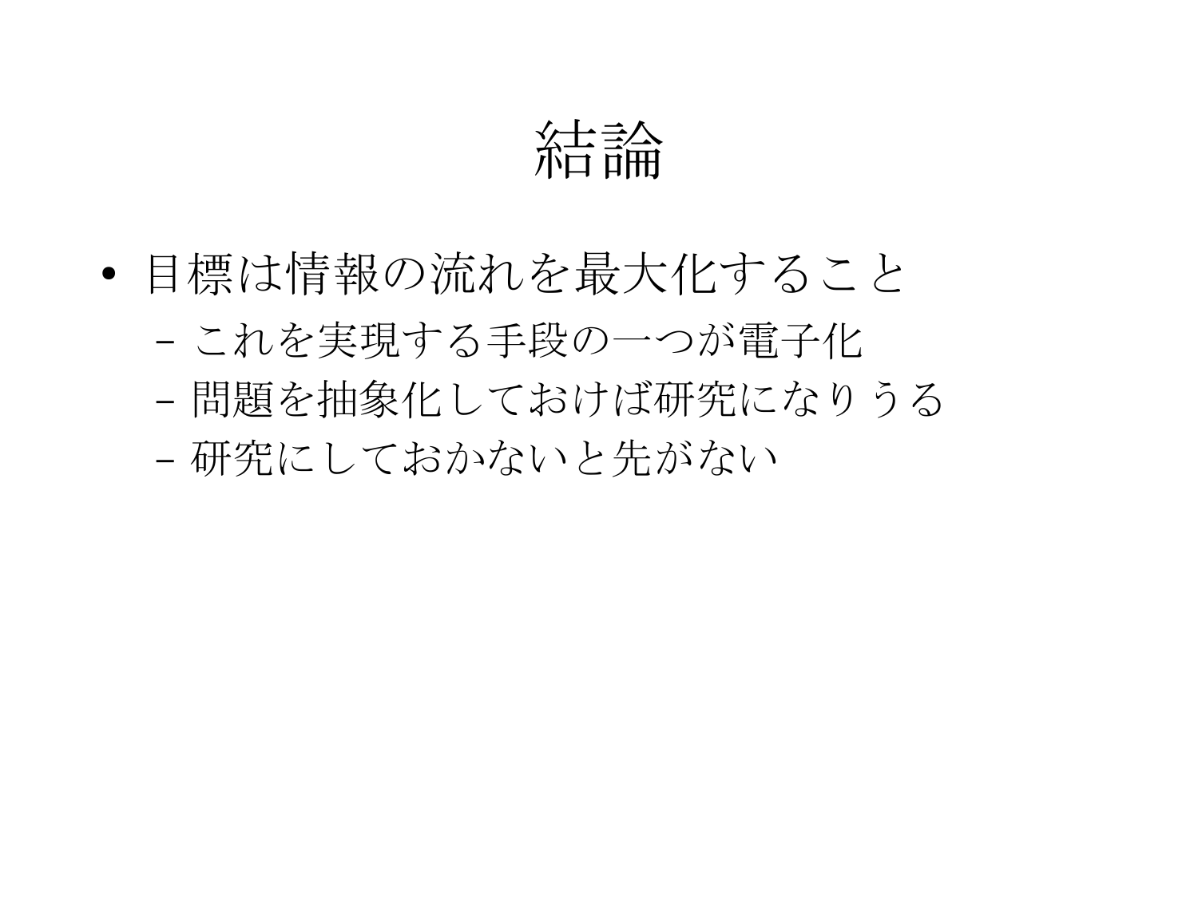# 結論

- 目標は情報の流れを最大化すること
  - これを実現する手段の一つが電子化
  - 問題を抽象化しておけば研究になりうる
  - 研究にしておかないと先がない